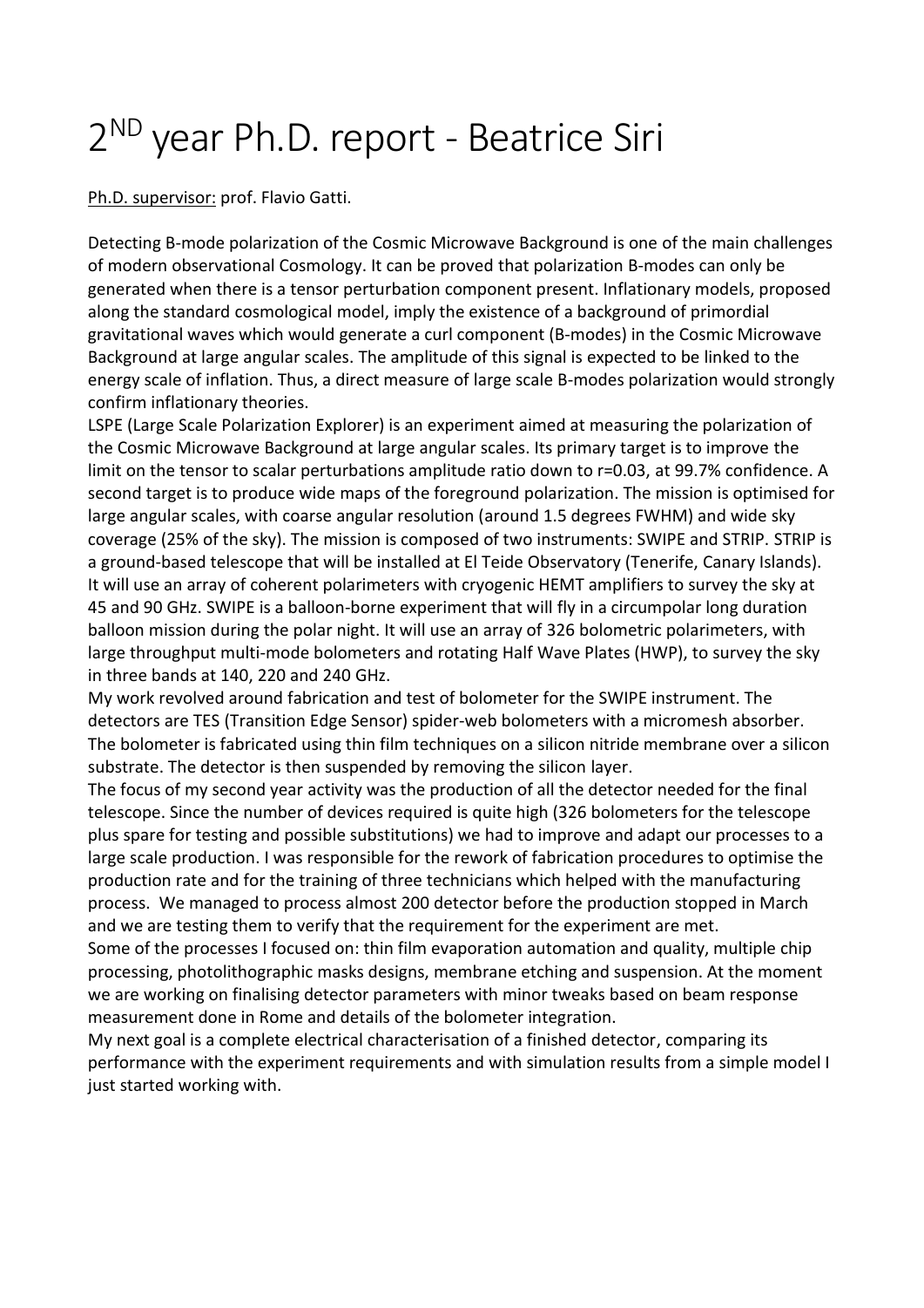# 2$^{ND}$ year Ph.D. report - Beatrice Siri

<u>Ph.D. supervisor:</u> prof. Flavio Gatti.

Detecting B-mode polarization of the Cosmic Microwave Background is one of the main challenges of modern observational Cosmology. It can be proved that polarization B-modes can only be generated when there is a tensor perturbation component present. Inflationary models, proposed along the standard cosmological model, imply the existence of a background of primordial gravitational waves which would generate a curl component (B-modes) in the Cosmic Microwave Background at large angular scales. The amplitude of this signal is expected to be linked to the energy scale of inflation. Thus, a direct measure of large scale B-modes polarization would strongly confirm inflationary theories.

LSPE (Large Scale Polarization Explorer) is an experiment aimed at measuring the polarization of the Cosmic Microwave Background at large angular scales. Its primary target is to improve the limit on the tensor to scalar perturbations amplitude ratio down to r=0.03, at 99.7% confidence. A second target is to produce wide maps of the foreground polarization. The mission is optimised for large angular scales, with coarse angular resolution (around 1.5 degrees FWHM) and wide sky coverage (25% of the sky). The mission is composed of two instruments: SWIPE and STRIP. STRIP is a ground-based telescope that will be installed at El Teide Observatory (Tenerife, Canary Islands). It will use an array of coherent polarimeters with cryogenic HEMT amplifiers to survey the sky at 45 and 90 GHz. SWIPE is a balloon-borne experiment that will fly in a circumpolar long duration balloon mission during the polar night. It will use an array of 326 bolometric polarimeters, with large throughput multi-mode bolometers and rotating Half Wave Plates (HWP), to survey the sky in three bands at 140, 220 and 240 GHz.

My work revolved around fabrication and test of bolometer for the SWIPE instrument. The detectors are TES (Transition Edge Sensor) spider-web bolometers with a micromesh absorber. The bolometer is fabricated using thin film techniques on a silicon nitride membrane over a silicon substrate. The detector is then suspended by removing the silicon layer.

The focus of my second year activity was the production of all the detector needed for the final telescope. Since the number of devices required is quite high (326 bolometers for the telescope plus spare for testing and possible substitutions) we had to improve and adapt our processes to a large scale production. I was responsible for the rework of fabrication procedures to optimise the production rate and for the training of three technicians which helped with the manufacturing process. We managed to process almost 200 detector before the production stopped in March and we are testing them to verify that the requirement for the experiment are met.

Some of the processes I focused on: thin film evaporation automation and quality, multiple chip processing, photolithographic masks designs, membrane etching and suspension. At the moment we are working on finalising detector parameters with minor tweaks based on beam response measurement done in Rome and details of the bolometer integration.

My next goal is a complete electrical characterisation of a finished detector, comparing its performance with the experiment requirements and with simulation results from a simple model I just started working with.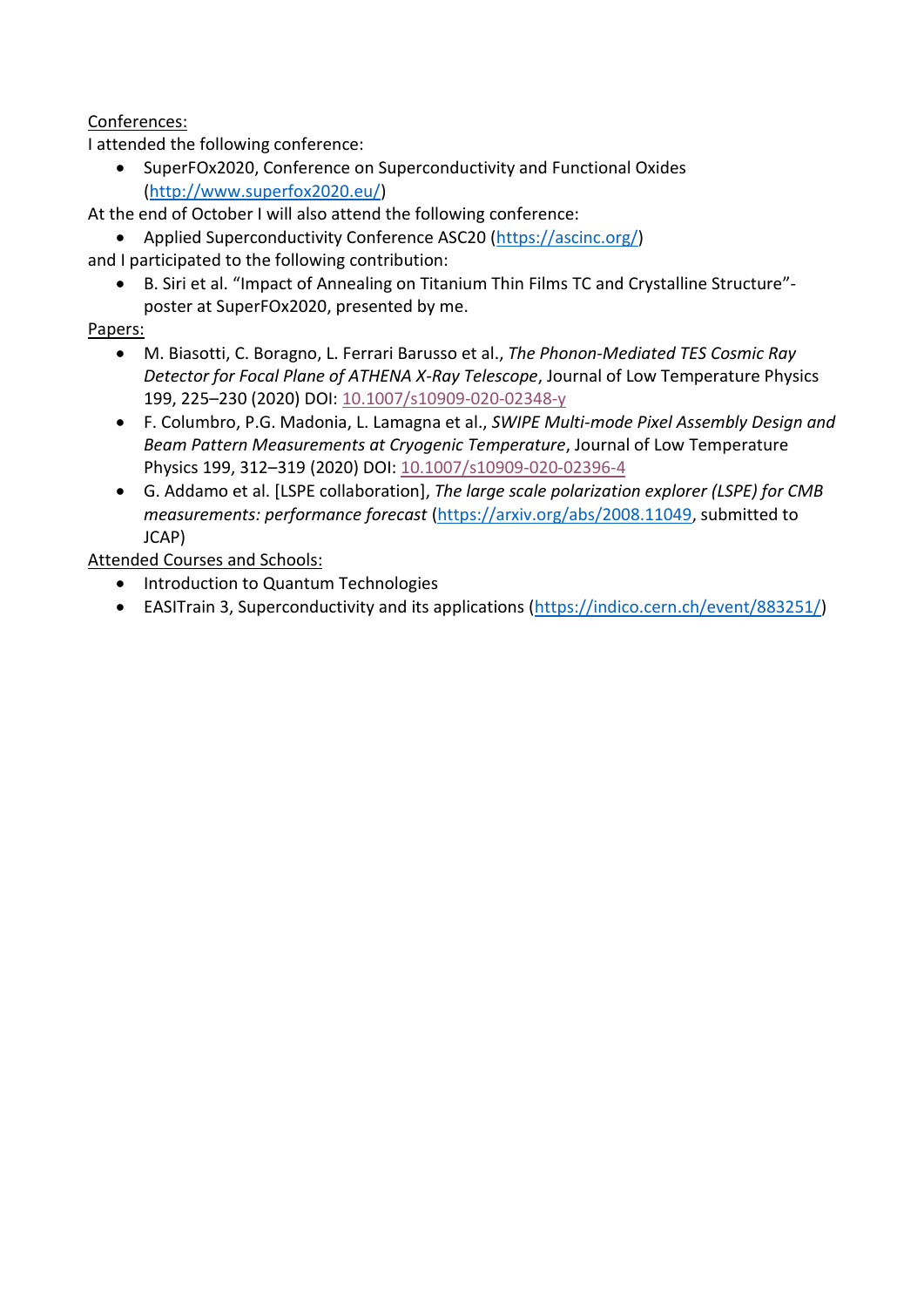Conferences:

I attended the following conference:

- SuperFOx2020, Conference on Superconductivity and Functional Oxides (http://www.superfox2020.eu/)

At the end of October I will also attend the following conference:

- Applied Superconductivity Conference ASC20 (https://ascinc.org/)

and I participated to the following contribution:

- B. Siri et al. "Impact of Annealing on Titanium Thin Films TC and Crystalline Structure"- poster at SuperFOx2020, presented by me.

Papers:

- M. Biasotti, C. Boragno, L. Ferrari Barusso et al., *The Phonon-Mediated TES Cosmic Ray Detector for Focal Plane of ATHENA X-Ray Telescope*, Journal of Low Temperature Physics 199, 225–230 (2020) DOI: 10.1007/s10909-020-02348-y
- F. Columbro, P.G. Madonia, L. Lamagna et al., *SWIPE Multi-mode Pixel Assembly Design and Beam Pattern Measurements at Cryogenic Temperature*, Journal of Low Temperature Physics 199, 312–319 (2020) DOI: 10.1007/s10909-020-02396-4
- G. Addamo et al. [LSPE collaboration], *The large scale polarization explorer (LSPE) for CMB measurements: performance forecast* (https://arxiv.org/abs/2008.11049, submitted to JCAP)

Attended Courses and Schools:

- Introduction to Quantum Technologies
- EASITrain 3, Superconductivity and its applications (https://indico.cern.ch/event/883251/)